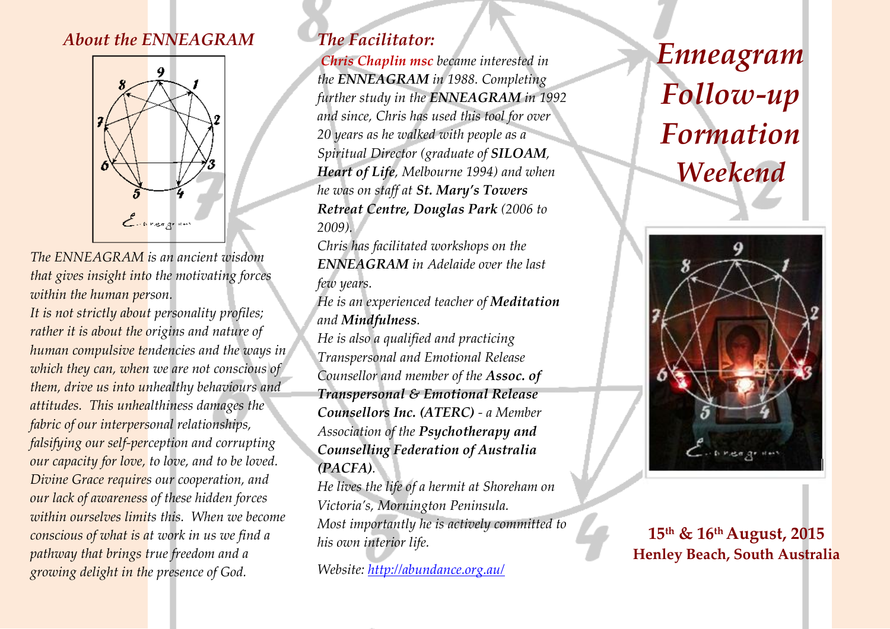## About the ENNEAGRAM

*The ENNEAGRAM is an ancient wisdom that gives insight into the motivating forces within the human person.*
*It is not strictly about personality profiles; rather it is about the origins and nature of human compulsive tendencies and the ways in which they can, when we are not conscious of them, drive us into unhealthy behaviours and attitudes. This unhealthiness damages the fabric of our interpersonal relationships, falsifying our self-perception and corrupting our capacity for love, to love, and to be loved. Divine Grace requires our cooperation, and our lack of awareness of these hidden forces within ourselves limits this. When we become conscious of what is at work in us we find a pathway that brings true freedom and a growing delight in the presence of God.*

## The Facilitator:

***Chris Chaplin msc*** *became interested in the **ENNEAGRAM** in 1988. Completing further study in the **ENNEAGRAM** in 1992 and since, Chris has used this tool for over 20 years as he walked with people as a Spiritual Director (graduate of **SILOAM**, **Heart of Life**, Melbourne 1994) and when he was on staff at **St. Mary's Towers Retreat Centre, Douglas Park** (2006 to 2009).*
*Chris has facilitated workshops on the **ENNEAGRAM** in Adelaide over the last few years.*
*He is an experienced teacher of **Meditation** and **Mindfulness**.*
*He is also a qualified and practicing Transpersonal and Emotional Release Counsellor and member of the **Assoc. of Transpersonal & Emotional Release Counsellors Inc. (ATERC)** - a Member Association of the **Psychotherapy and Counselling Federation of Australia (PACFA)**.*
*He lives the life of a hermit at Shoreham on Victoria's, Mornington Peninsula.*
*Most importantly he is actively committed to his own interior life.*

*Website: http://abundance.org.au/*

# *Enneagram Follow-up Formation Weekend*

**15th & 16th August, 2015**
**Henley Beach, South Australia**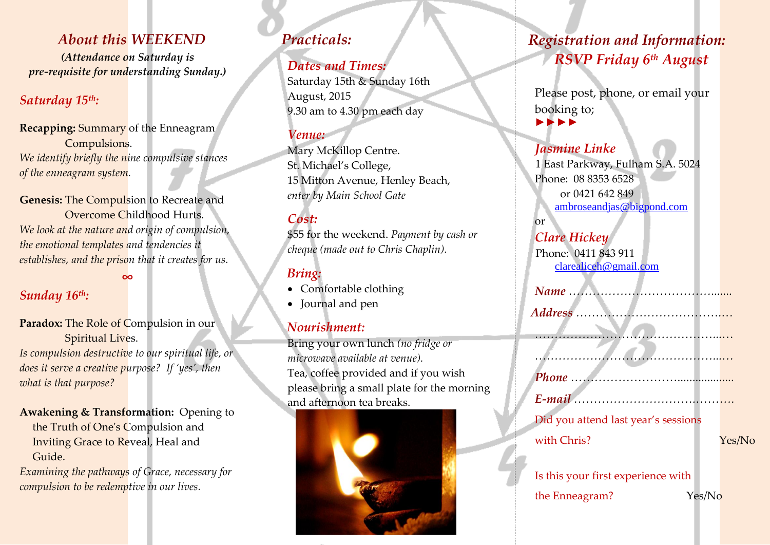## *About this WEEKEND*

***(Attendance on Saturday is pre-requisite for understanding Sunday.)***

### *Saturday 15th:*

**Recapping:** Summary of the Enneagram Compulsions.
*We identify briefly the nine compulsive stances of the enneagram system.*

**Genesis:** The Compulsion to Recreate and Overcome Childhood Hurts.
*We look at the nature and origin of compulsion, the emotional templates and tendencies it establishes, and the prison that it creates for us.*

∞

### *Sunday 16th:*

**Paradox:** The Role of Compulsion in our Spiritual Lives.
*Is compulsion destructive to our spiritual life, or does it serve a creative purpose? If 'yes', then what is that purpose?*

**Awakening & Transformation:** Opening to the Truth of One's Compulsion and Inviting Grace to Reveal, Heal and Guide.
*Examining the pathways of Grace, necessary for compulsion to be redemptive in our lives.*

## *Practicals:*

### *Dates and Times:*

Saturday 15th & Sunday 16th
August, 2015
9.30 am to 4.30 pm each day

### *Venue:*

Mary McKillop Centre.
St. Michael's College,
15 Mitton Avenue, Henley Beach,
*enter by Main School Gate*

### *Cost:*

$55 for the weekend. *Payment by cash or cheque (made out to Chris Chaplin).*

### *Bring:*

- Comfortable clothing
- Journal and pen

### *Nourishment:*

Bring your own lunch *(no fridge or microwave available at venue).*
Tea, coffee provided and if you wish please bring a small plate for the morning and afternoon tea breaks.

## *Registration and Information: RSVP Friday 6th August*

Please post, phone, or email your booking to;
►►►►

### *Jasmine Linke*

1 East Parkway, Fulham S.A. 5024
Phone: 08 8353 6528
or 0421 642 849
ambroseandjas@bigpond.com

or

### *Clare Hickey*

Phone: 0411 843 911
clarealiceh@gmail.com

*Name* …………………………………......

*Address* …………………………………

…………………………………………

…………………………………………

*Phone* ……………………….................

*E-mail* …………………………………

Did you attend last year's sessions with Chris? Yes/No

Is this your first experience with the Enneagram? Yes/No